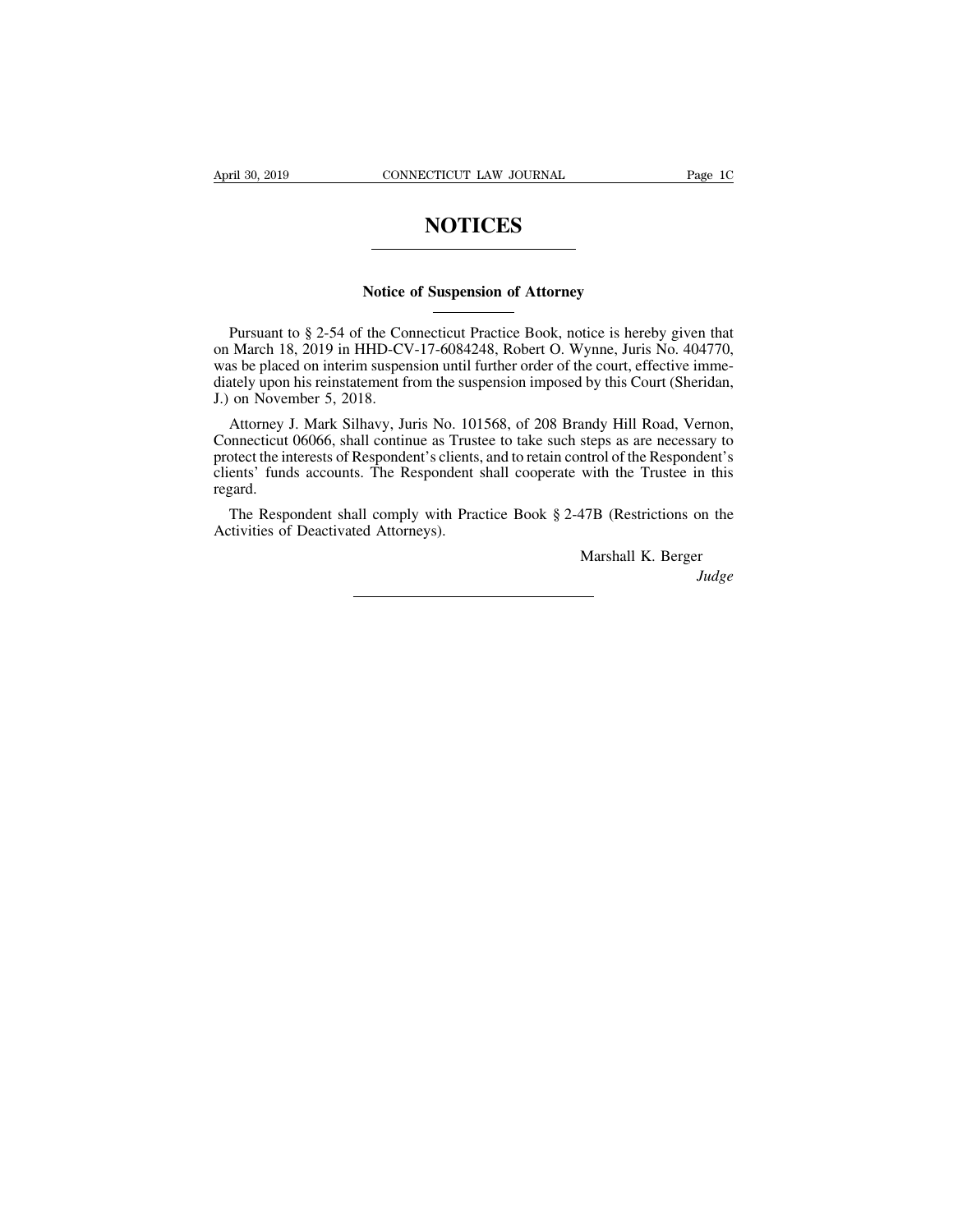# NOTICES

## Notice of Suspension of Attorney

Pursuant to § 2-54 of the Connecticut Practice Book, notice is hereby given that on March 18, 2019 in HHD-CV-17-6084248, Robert O. Wynne, Juris No. 404770, was be placed on interim suspension until further order of the court, effective immediately upon his reinstatement from the suspension imposed by this Court (Sheridan, J.) on November 5, 2018.

Attorney J. Mark Silhavy, Juris No. 101568, of 208 Brandy Hill Road, Vernon, Connecticut 06066, shall continue as Trustee to take such steps as are necessary to protect the interests of Respondent's clients, and to retain control of the Respondent's clients' funds accounts. The Respondent shall cooperate with the Trustee in this regard.

The Respondent shall comply with Practice Book § 2-47B (Restrictions on the Activities of Deactivated Attorneys).

Marshall K. Berger
*Judge*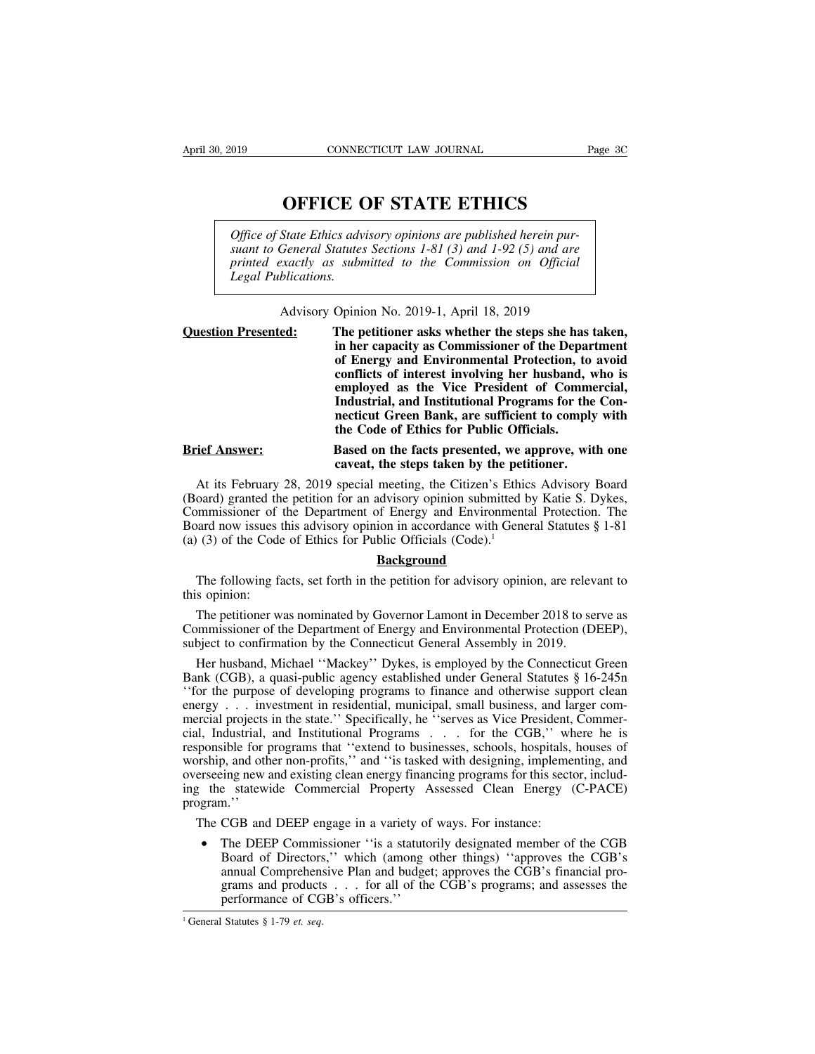# OFFICE OF STATE ETHICS

*Office of State Ethics advisory opinions are published herein pursuant to General Statutes Sections 1-81 (3) and 1-92 (5) and are printed exactly as submitted to the Commission on Official Legal Publications.*

Advisory Opinion No. 2019-1, April 18, 2019

**Question Presented:** **The petitioner asks whether the steps she has taken, in her capacity as Commissioner of the Department of Energy and Environmental Protection, to avoid conflicts of interest involving her husband, who is employed as the Vice President of Commercial, Industrial, and Institutional Programs for the Connecticut Green Bank, are sufficient to comply with the Code of Ethics for Public Officials.**

**Brief Answer:** **Based on the facts presented, we approve, with one caveat, the steps taken by the petitioner.**

At its February 28, 2019 special meeting, the Citizen's Ethics Advisory Board (Board) granted the petition for an advisory opinion submitted by Katie S. Dykes, Commissioner of the Department of Energy and Environmental Protection. The Board now issues this advisory opinion in accordance with General Statutes § 1-81 (a) (3) of the Code of Ethics for Public Officials (Code).[1]

**Background**

The following facts, set forth in the petition for advisory opinion, are relevant to this opinion:

The petitioner was nominated by Governor Lamont in December 2018 to serve as Commissioner of the Department of Energy and Environmental Protection (DEEP), subject to confirmation by the Connecticut General Assembly in 2019.

Her husband, Michael ''Mackey'' Dykes, is employed by the Connecticut Green Bank (CGB), a quasi-public agency established under General Statutes § 16-245n ''for the purpose of developing programs to finance and otherwise support clean energy . . . investment in residential, municipal, small business, and larger commercial projects in the state.'' Specifically, he ''serves as Vice President, Commercial, Industrial, and Institutional Programs . . . for the CGB,'' where he is responsible for programs that ''extend to businesses, schools, hospitals, houses of worship, and other non-profits,'' and ''is tasked with designing, implementing, and overseeing new and existing clean energy financing programs for this sector, including the statewide Commercial Property Assessed Clean Energy (C-PACE) program.''

The CGB and DEEP engage in a variety of ways. For instance:

- The DEEP Commissioner ''is a statutorily designated member of the CGB Board of Directors,'' which (among other things) ''approves the CGB's annual Comprehensive Plan and budget; approves the CGB's financial programs and products . . . for all of the CGB's programs; and assesses the performance of CGB's officers.''

[1] General Statutes § 1-79 *et. seq.*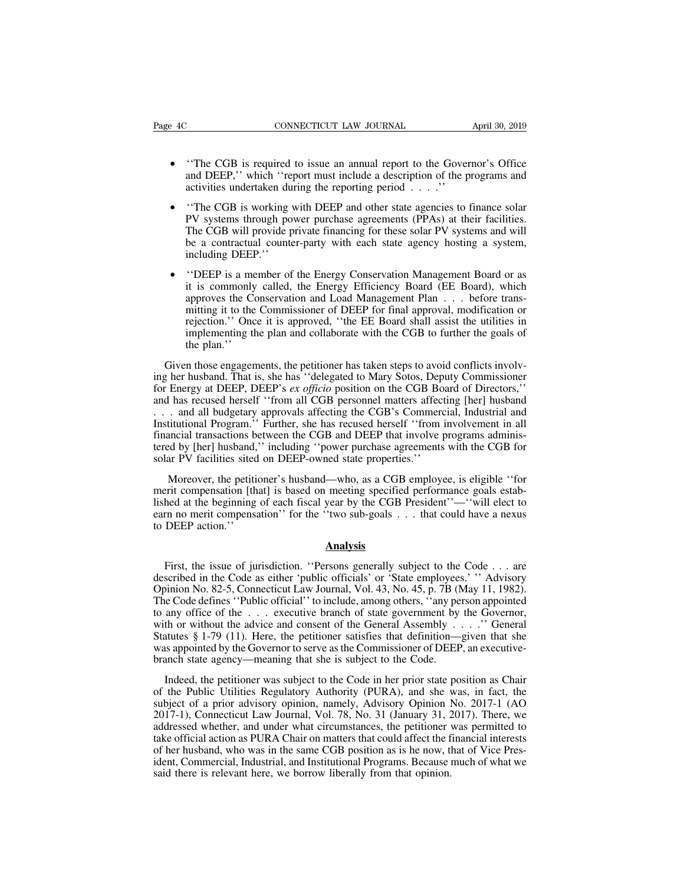- ''The CGB is required to issue an annual report to the Governor's Office and DEEP,'' which ''report must include a description of the programs and activities undertaken during the reporting period . . . .''

- ''The CGB is working with DEEP and other state agencies to finance solar PV systems through power purchase agreements (PPAs) at their facilities. The CGB will provide private financing for these solar PV systems and will be a contractual counter-party with each state agency hosting a system, including DEEP.''

- ''DEEP is a member of the Energy Conservation Management Board or as it is commonly called, the Energy Efficiency Board (EE Board), which approves the Conservation and Load Management Plan . . . before transmitting it to the Commissioner of DEEP for final approval, modification or rejection.'' Once it is approved, ''the EE Board shall assist the utilities in implementing the plan and collaborate with the CGB to further the goals of the plan.''

Given those engagements, the petitioner has taken steps to avoid conflicts involving her husband. That is, she has ''delegated to Mary Sotos, Deputy Commissioner for Energy at DEEP, DEEP's *ex officio* position on the CGB Board of Directors,'' and has recused herself ''from all CGB personnel matters affecting [her] husband . . . and all budgetary approvals affecting the CGB's Commercial, Industrial and Institutional Program.'' Further, she has recused herself ''from involvement in all financial transactions between the CGB and DEEP that involve programs administered by [her] husband,'' including ''power purchase agreements with the CGB for solar PV facilities sited on DEEP-owned state properties.''

Moreover, the petitioner's husband—who, as a CGB employee, is eligible ''for merit compensation [that] is based on meeting specified performance goals established at the beginning of each fiscal year by the CGB President''—''will elect to earn no merit compensation'' for the ''two sub-goals . . . that could have a nexus to DEEP action.''

## Analysis

First, the issue of jurisdiction. ''Persons generally subject to the Code . . . are described in the Code as either 'public officials' or 'State employees.' '' Advisory Opinion No. 82-5, Connecticut Law Journal, Vol. 43, No. 45, p. 7B (May 11, 1982). The Code defines ''Public official'' to include, among others, ''any person appointed to any office of the . . . executive branch of state government by the Governor, with or without the advice and consent of the General Assembly . . . .'' General Statutes § 1-79 (11). Here, the petitioner satisfies that definition—given that she was appointed by the Governor to serve as the Commissioner of DEEP, an executive-branch state agency—meaning that she is subject to the Code.

Indeed, the petitioner was subject to the Code in her prior state position as Chair of the Public Utilities Regulatory Authority (PURA), and she was, in fact, the subject of a prior advisory opinion, namely, Advisory Opinion No. 2017-1 (AO 2017-1), Connecticut Law Journal, Vol. 78, No. 31 (January 31, 2017). There, we addressed whether, and under what circumstances, the petitioner was permitted to take official action as PURA Chair on matters that could affect the financial interests of her husband, who was in the same CGB position as is he now, that of Vice President, Commercial, Industrial, and Institutional Programs. Because much of what we said there is relevant here, we borrow liberally from that opinion.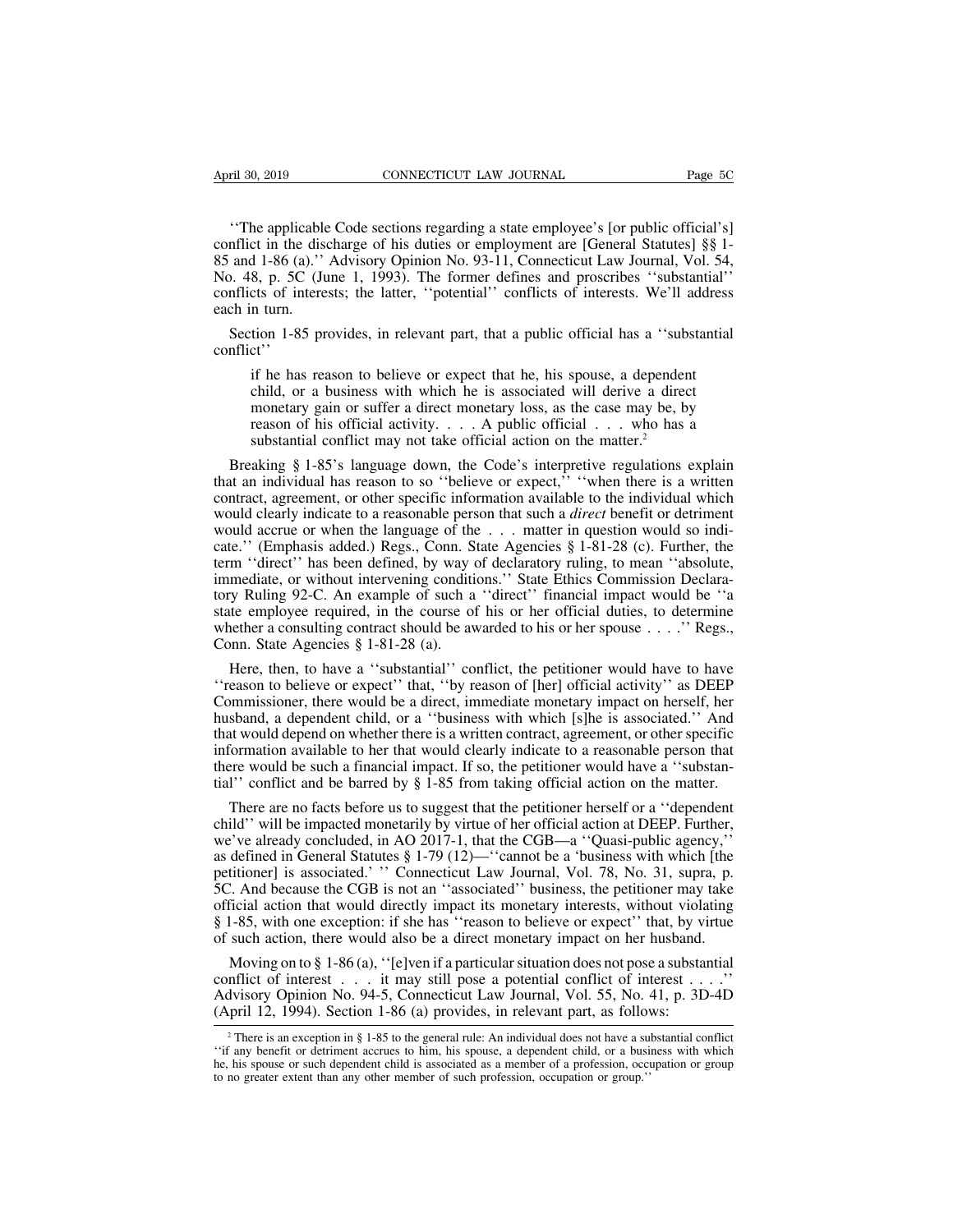''The applicable Code sections regarding a state employee's [or public official's] conflict in the discharge of his duties or employment are [General Statutes] §§ 1-85 and 1-86 (a).'' Advisory Opinion No. 93-11, Connecticut Law Journal, Vol. 54, No. 48, p. 5C (June 1, 1993). The former defines and proscribes ''substantial'' conflicts of interests; the latter, ''potential'' conflicts of interests. We'll address each in turn.

Section 1-85 provides, in relevant part, that a public official has a ''substantial conflict''

> if he has reason to believe or expect that he, his spouse, a dependent child, or a business with which he is associated will derive a direct monetary gain or suffer a direct monetary loss, as the case may be, by reason of his official activity. . . . A public official . . . who has a substantial conflict may not take official action on the matter.[2]

Breaking § 1-85's language down, the Code's interpretive regulations explain that an individual has reason to so ''believe or expect,'' ''when there is a written contract, agreement, or other specific information available to the individual which would clearly indicate to a reasonable person that such a *direct* benefit or detriment would accrue or when the language of the . . . matter in question would so indicate.'' (Emphasis added.) Regs., Conn. State Agencies § 1-81-28 (c). Further, the term ''direct'' has been defined, by way of declaratory ruling, to mean ''absolute, immediate, or without intervening conditions.'' State Ethics Commission Declaratory Ruling 92-C. An example of such a ''direct'' financial impact would be ''a state employee required, in the course of his or her official duties, to determine whether a consulting contract should be awarded to his or her spouse . . . .'' Regs., Conn. State Agencies § 1-81-28 (a).

Here, then, to have a ''substantial'' conflict, the petitioner would have to have ''reason to believe or expect'' that, ''by reason of [her] official activity'' as DEEP Commissioner, there would be a direct, immediate monetary impact on herself, her husband, a dependent child, or a ''business with which [s]he is associated.'' And that would depend on whether there is a written contract, agreement, or other specific information available to her that would clearly indicate to a reasonable person that there would be such a financial impact. If so, the petitioner would have a ''substantial'' conflict and be barred by § 1-85 from taking official action on the matter.

There are no facts before us to suggest that the petitioner herself or a ''dependent child'' will be impacted monetarily by virtue of her official action at DEEP. Further, we've already concluded, in AO 2017-1, that the CGB—a ''Quasi-public agency,'' as defined in General Statutes § 1-79 (12)—''cannot be a 'business with which [the petitioner] is associated.' '' Connecticut Law Journal, Vol. 78, No. 31, supra, p. 5C. And because the CGB is not an ''associated'' business, the petitioner may take official action that would directly impact its monetary interests, without violating § 1-85, with one exception: if she has ''reason to believe or expect'' that, by virtue of such action, there would also be a direct monetary impact on her husband.

Moving on to § 1-86 (a), ''[e]ven if a particular situation does not pose a substantial conflict of interest . . . it may still pose a potential conflict of interest . . . .'' Advisory Opinion No. 94-5, Connecticut Law Journal, Vol. 55, No. 41, p. 3D-4D (April 12, 1994). Section 1-86 (a) provides, in relevant part, as follows:

---

[2] There is an exception in § 1-85 to the general rule: An individual does not have a substantial conflict ''if any benefit or detriment accrues to him, his spouse, a dependent child, or a business with which he, his spouse or such dependent child is associated as a member of a profession, occupation or group to no greater extent than any other member of such profession, occupation or group.''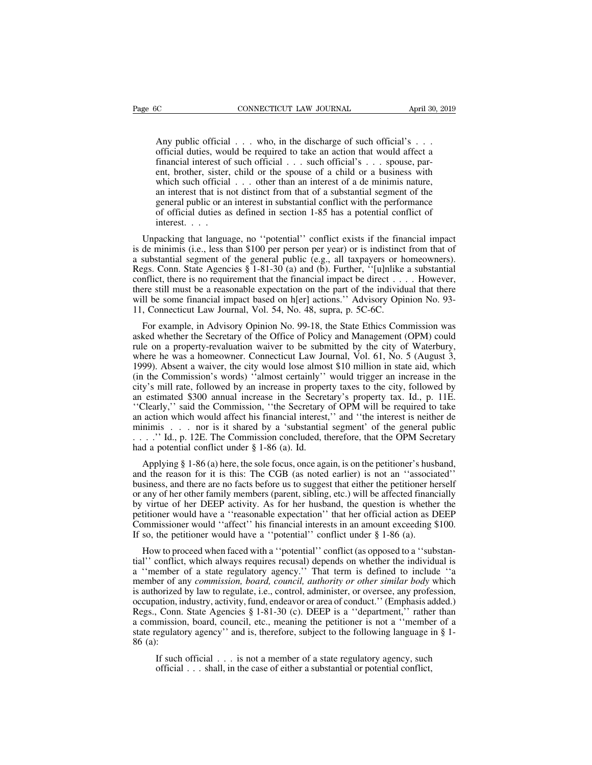> Any public official . . . who, in the discharge of such official's . . . official duties, would be required to take an action that would affect a financial interest of such official . . . such official's . . . spouse, parent, brother, sister, child or the spouse of a child or a business with which such official . . . other than an interest of a de minimis nature, an interest that is not distinct from that of a substantial segment of the general public or an interest in substantial conflict with the performance of official duties as defined in section 1-85 has a potential conflict of interest. . . .

Unpacking that language, no ''potential'' conflict exists if the financial impact is de minimis (i.e., less than $100 per person per year) or is indistinct from that of a substantial segment of the general public (e.g., all taxpayers or homeowners). Regs. Conn. State Agencies § 1-81-30 (a) and (b). Further, ''[u]nlike a substantial conflict, there is no requirement that the financial impact be direct . . . . However, there still must be a reasonable expectation on the part of the individual that there will be some financial impact based on h[er] actions.'' Advisory Opinion No. 93-11, Connecticut Law Journal, Vol. 54, No. 48, supra, p. 5C-6C.

For example, in Advisory Opinion No. 99-18, the State Ethics Commission was asked whether the Secretary of the Office of Policy and Management (OPM) could rule on a property-revaluation waiver to be submitted by the city of Waterbury, where he was a homeowner. Connecticut Law Journal, Vol. 61, No. 5 (August 3, 1999). Absent a waiver, the city would lose almost $10 million in state aid, which (in the Commission's words) ''almost certainly'' would trigger an increase in the city's mill rate, followed by an increase in property taxes to the city, followed by an estimated $300 annual increase in the Secretary's property tax. Id., p. 11E. ''Clearly,'' said the Commission, ''the Secretary of OPM will be required to take an action which would affect his financial interest,'' and ''the interest is neither de minimis . . . nor is it shared by a 'substantial segment' of the general public . . . .'' Id., p. 12E. The Commission concluded, therefore, that the OPM Secretary had a potential conflict under § 1-86 (a). Id.

Applying § 1-86 (a) here, the sole focus, once again, is on the petitioner's husband, and the reason for it is this: The CGB (as noted earlier) is not an ''associated'' business, and there are no facts before us to suggest that either the petitioner herself or any of her other family members (parent, sibling, etc.) will be affected financially by virtue of her DEEP activity. As for her husband, the question is whether the petitioner would have a ''reasonable expectation'' that her official action as DEEP Commissioner would ''affect'' his financial interests in an amount exceeding $100. If so, the petitioner would have a ''potential'' conflict under § 1-86 (a).

How to proceed when faced with a ''potential'' conflict (as opposed to a ''substantial'' conflict, which always requires recusal) depends on whether the individual is a ''member of a state regulatory agency.'' That term is defined to include ''a member of any *commission, board, council, authority or other similar body* which is authorized by law to regulate, i.e., control, administer, or oversee, any profession, occupation, industry, activity, fund, endeavor or area of conduct.'' (Emphasis added.) Regs., Conn. State Agencies § 1-81-30 (c). DEEP is a ''department,'' rather than a commission, board, council, etc., meaning the petitioner is not a ''member of a state regulatory agency'' and is, therefore, subject to the following language in § 1-86 (a):

> If such official . . . is not a member of a state regulatory agency, such official . . . shall, in the case of either a substantial or potential conflict,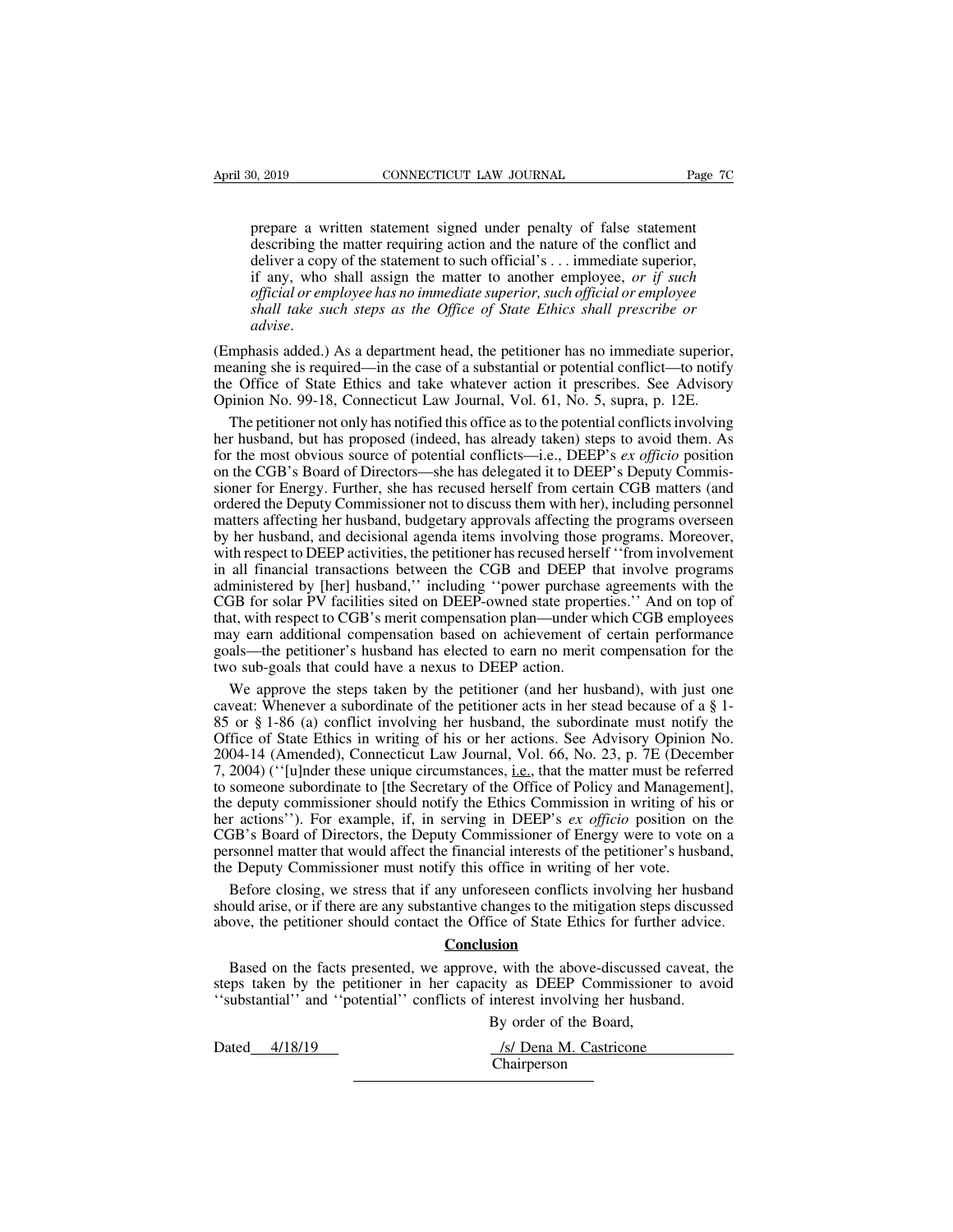> prepare a written statement signed under penalty of false statement describing the matter requiring action and the nature of the conflict and deliver a copy of the statement to such official's . . . immediate superior, if any, who shall assign the matter to another employee, *or if such official or employee has no immediate superior, such official or employee shall take such steps as the Office of State Ethics shall prescribe or advise*.

(Emphasis added.) As a department head, the petitioner has no immediate superior, meaning she is required—in the case of a substantial or potential conflict—to notify the Office of State Ethics and take whatever action it prescribes. See Advisory Opinion No. 99-18, Connecticut Law Journal, Vol. 61, No. 5, supra, p. 12E.

The petitioner not only has notified this office as to the potential conflicts involving her husband, but has proposed (indeed, has already taken) steps to avoid them. As for the most obvious source of potential conflicts—i.e., DEEP's *ex officio* position on the CGB's Board of Directors—she has delegated it to DEEP's Deputy Commissioner for Energy. Further, she has recused herself from certain CGB matters (and ordered the Deputy Commissioner not to discuss them with her), including personnel matters affecting her husband, budgetary approvals affecting the programs overseen by her husband, and decisional agenda items involving those programs. Moreover, with respect to DEEP activities, the petitioner has recused herself ''from involvement in all financial transactions between the CGB and DEEP that involve programs administered by [her] husband,'' including ''power purchase agreements with the CGB for solar PV facilities sited on DEEP-owned state properties.'' And on top of that, with respect to CGB's merit compensation plan—under which CGB employees may earn additional compensation based on achievement of certain performance goals—the petitioner's husband has elected to earn no merit compensation for the two sub-goals that could have a nexus to DEEP action.

We approve the steps taken by the petitioner (and her husband), with just one caveat: Whenever a subordinate of the petitioner acts in her stead because of a § 1-85 or § 1-86 (a) conflict involving her husband, the subordinate must notify the Office of State Ethics in writing of his or her actions. See Advisory Opinion No. 2004-14 (Amended), Connecticut Law Journal, Vol. 66, No. 23, p. 7E (December 7, 2004) (''[u]nder these unique circumstances, i.e., that the matter must be referred to someone subordinate to [the Secretary of the Office of Policy and Management], the deputy commissioner should notify the Ethics Commission in writing of his or her actions''). For example, if, in serving in DEEP's *ex officio* position on the CGB's Board of Directors, the Deputy Commissioner of Energy were to vote on a personnel matter that would affect the financial interests of the petitioner's husband, the Deputy Commissioner must notify this office in writing of her vote.

Before closing, we stress that if any unforeseen conflicts involving her husband should arise, or if there are any substantive changes to the mitigation steps discussed above, the petitioner should contact the Office of State Ethics for further advice.

## Conclusion

Based on the facts presented, we approve, with the above-discussed caveat, the steps taken by the petitioner in her capacity as DEEP Commissioner to avoid ''substantial'' and ''potential'' conflicts of interest involving her husband.

By order of the Board,

Dated 4/18/19

/s/ Dena M. Castricone
Chairperson